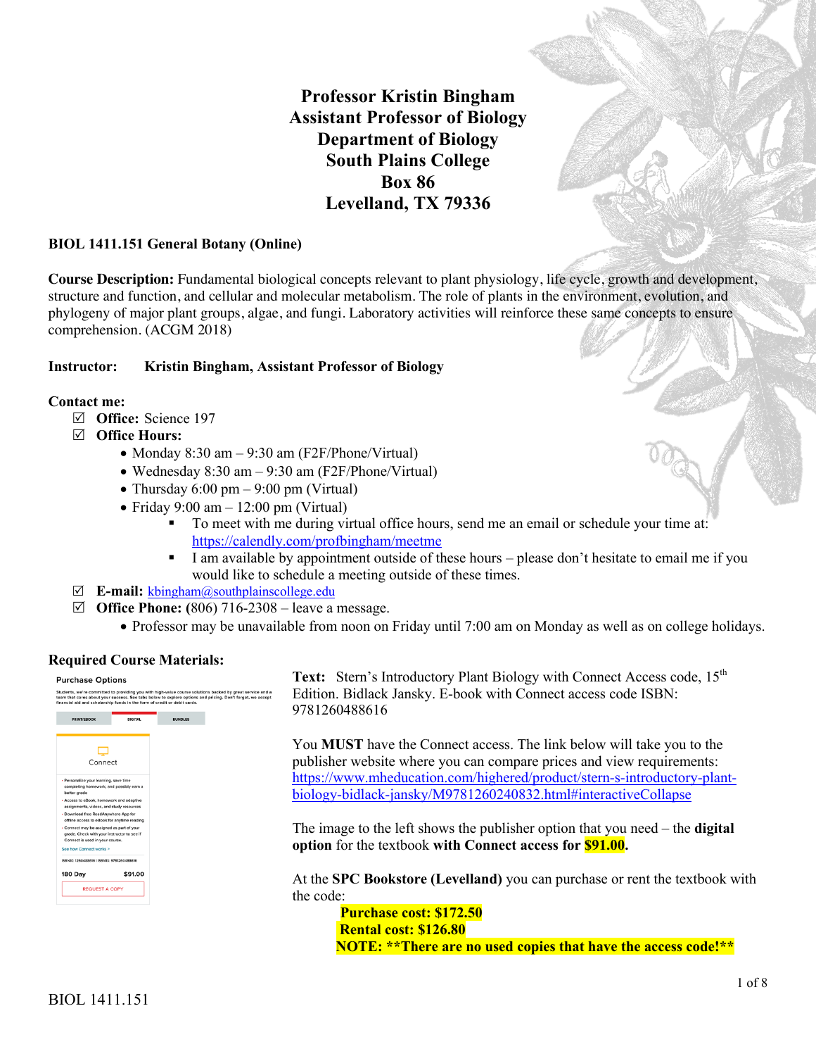# Professor Kristin Bingham
## Assistant Professor of Biology
## Department of Biology
## South Plains College
## Box 86
## Levelland, TX 79336

**BIOL 1411.151 General Botany (Online)**

**Course Description:** Fundamental biological concepts relevant to plant physiology, life cycle, growth and development, structure and function, and cellular and molecular metabolism. The role of plants in the environment, evolution, and phylogeny of major plant groups, algae, and fungi. Laboratory activities will reinforce these same concepts to ensure comprehension. (ACGM 2018)

**Instructor: Kristin Bingham, Assistant Professor of Biology**

**Contact me:**

- ☑ **Office:** Science 197
- ☑ **Office Hours:**
  - Monday 8:30 am – 9:30 am (F2F/Phone/Virtual)
  - Wednesday 8:30 am – 9:30 am (F2F/Phone/Virtual)
  - Thursday 6:00 pm – 9:00 pm (Virtual)
  - Friday 9:00 am – 12:00 pm (Virtual)
    - To meet with me during virtual office hours, send me an email or schedule your time at: https://calendly.com/profbingham/meetme
    - I am available by appointment outside of these hours – please don't hesitate to email me if you would like to schedule a meeting outside of these times.
- ☑ **E-mail:** kbingham@southplainscollege.edu
- ☑ **Office Phone:** (806) 716-2308 – leave a message.
  - Professor may be unavailable from noon on Friday until 7:00 am on Monday as well as on college holidays.

**Required Course Materials:**

**Text:** Stern's Introductory Plant Biology with Connect Access code, 15th Edition. Bidlack Jansky. E-book with Connect access code ISBN: 9781260488616

You **MUST** have the Connect access. The link below will take you to the publisher website where you can compare prices and view requirements: https://www.mheducation.com/highered/product/stern-s-introductory-plant-biology-bidlack-jansky/M9781260240832.html#interactiveCollapse

The image to the left shows the publisher option that you need – the **digital option** for the textbook **with Connect access for $91.00.**

At the **SPC Bookstore (Levelland)** you can purchase or rent the textbook with the code:

**Purchase cost: $172.50**
**Rental cost: $126.80**
**NOTE: **There are no used copies that have the access code!****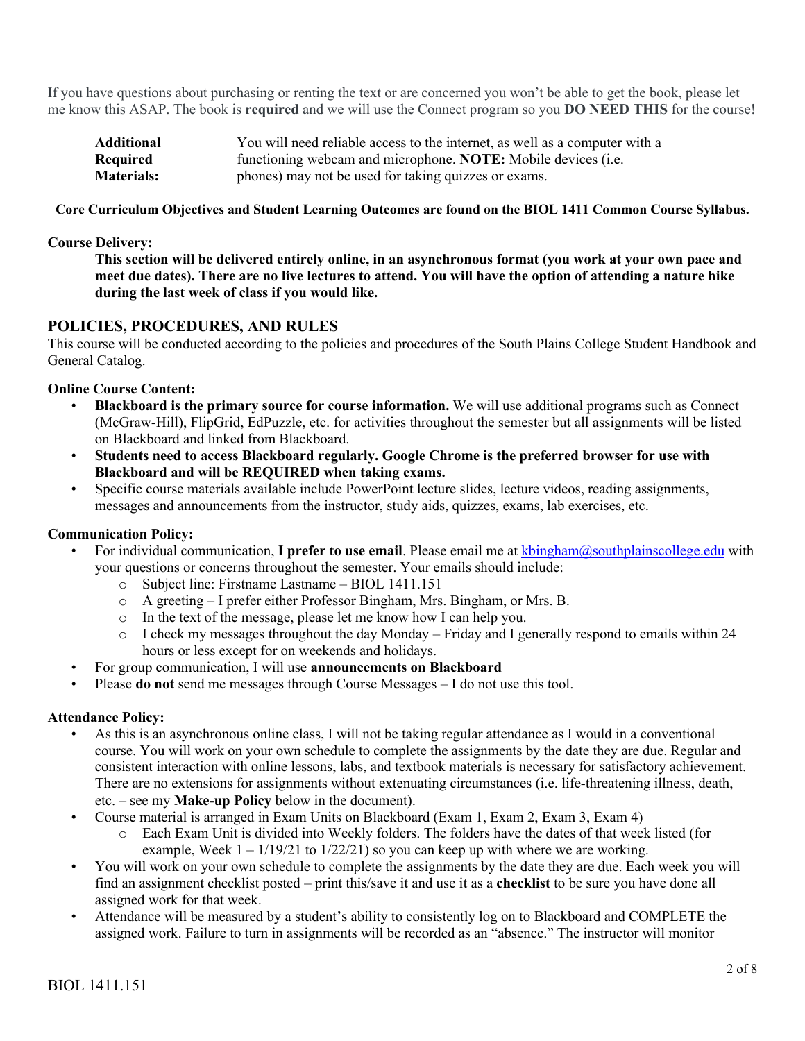If you have questions about purchasing or renting the text or are concerned you won't be able to get the book, please let me know this ASAP. The book is **required** and we will use the Connect program so you **DO NEED THIS** for the course!

| | |
|---|---|
| **Additional Required Materials:** | You will need reliable access to the internet, as well as a computer with a functioning webcam and microphone. **NOTE:** Mobile devices (i.e. phones) may not be used for taking quizzes or exams. |

**Core Curriculum Objectives and Student Learning Outcomes are found on the BIOL 1411 Common Course Syllabus.**

**Course Delivery:**

**This section will be delivered entirely online, in an asynchronous format (you work at your own pace and meet due dates). There are no live lectures to attend. You will have the option of attending a nature hike during the last week of class if you would like.**

## POLICIES, PROCEDURES, AND RULES

This course will be conducted according to the policies and procedures of the South Plains College Student Handbook and General Catalog.

**Online Course Content:**

- **Blackboard is the primary source for course information.** We will use additional programs such as Connect (McGraw-Hill), FlipGrid, EdPuzzle, etc. for activities throughout the semester but all assignments will be listed on Blackboard and linked from Blackboard.
- **Students need to access Blackboard regularly. Google Chrome is the preferred browser for use with Blackboard and will be REQUIRED when taking exams.**
- Specific course materials available include PowerPoint lecture slides, lecture videos, reading assignments, messages and announcements from the instructor, study aids, quizzes, exams, lab exercises, etc.

**Communication Policy:**

- For individual communication, **I prefer to use email**. Please email me at kbingham@southplainscollege.edu with your questions or concerns throughout the semester. Your emails should include:
  - Subject line: Firstname Lastname – BIOL 1411.151
  - A greeting – I prefer either Professor Bingham, Mrs. Bingham, or Mrs. B.
  - In the text of the message, please let me know how I can help you.
  - I check my messages throughout the day Monday – Friday and I generally respond to emails within 24 hours or less except for on weekends and holidays.
- For group communication, I will use **announcements on Blackboard**
- Please **do not** send me messages through Course Messages – I do not use this tool.

**Attendance Policy:**

- As this is an asynchronous online class, I will not be taking regular attendance as I would in a conventional course. You will work on your own schedule to complete the assignments by the date they are due. Regular and consistent interaction with online lessons, labs, and textbook materials is necessary for satisfactory achievement. There are no extensions for assignments without extenuating circumstances (i.e. life-threatening illness, death, etc. – see my **Make-up Policy** below in the document).
- Course material is arranged in Exam Units on Blackboard (Exam 1, Exam 2, Exam 3, Exam 4)
  - Each Exam Unit is divided into Weekly folders. The folders have the dates of that week listed (for example, Week 1 – 1/19/21 to 1/22/21) so you can keep up with where we are working.
- You will work on your own schedule to complete the assignments by the date they are due. Each week you will find an assignment checklist posted – print this/save it and use it as a **checklist** to be sure you have done all assigned work for that week.
- Attendance will be measured by a student's ability to consistently log on to Blackboard and COMPLETE the assigned work. Failure to turn in assignments will be recorded as an "absence." The instructor will monitor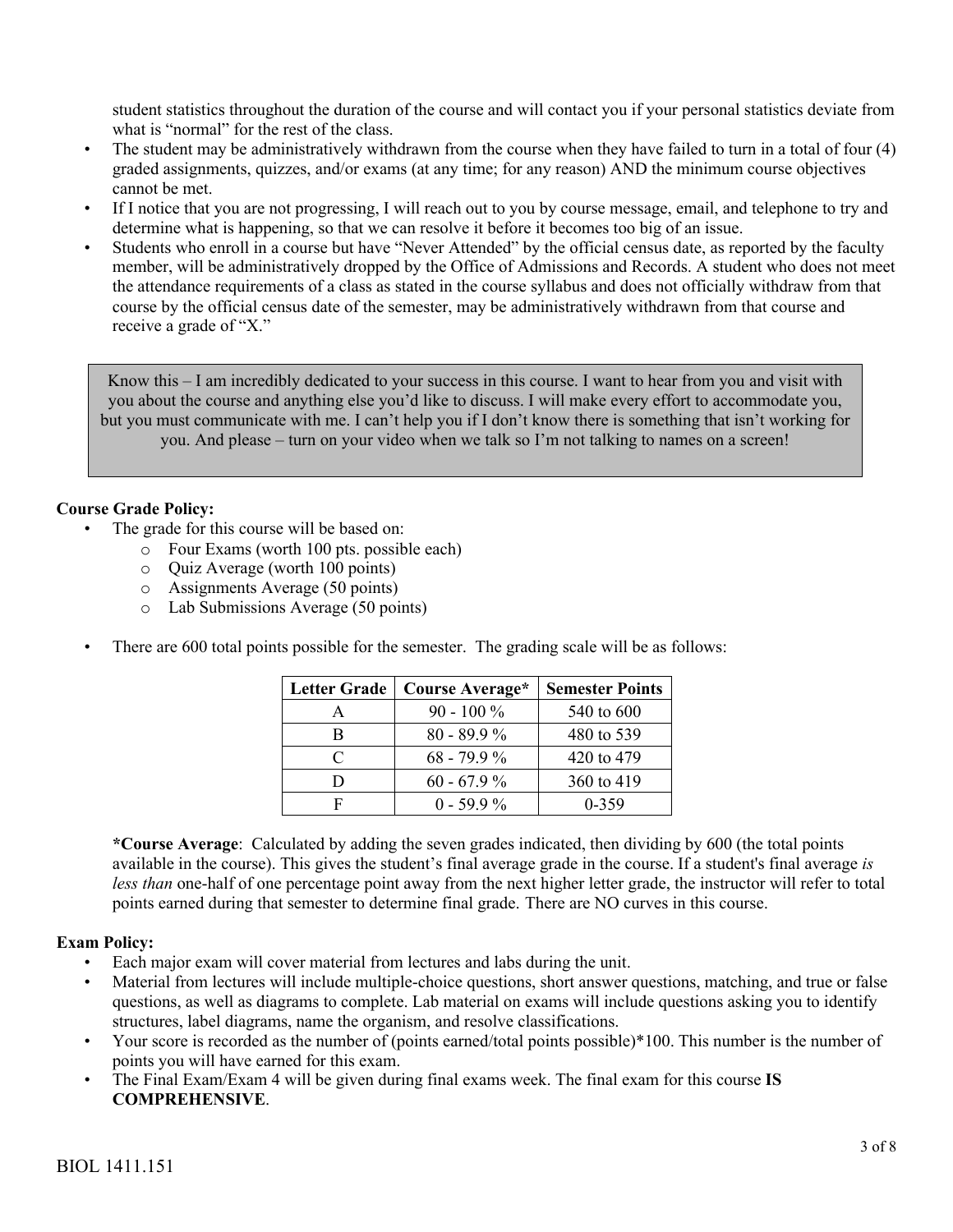student statistics throughout the duration of the course and will contact you if your personal statistics deviate from what is "normal" for the rest of the class.

- The student may be administratively withdrawn from the course when they have failed to turn in a total of four (4) graded assignments, quizzes, and/or exams (at any time; for any reason) AND the minimum course objectives cannot be met.
- If I notice that you are not progressing, I will reach out to you by course message, email, and telephone to try and determine what is happening, so that we can resolve it before it becomes too big of an issue.
- Students who enroll in a course but have "Never Attended" by the official census date, as reported by the faculty member, will be administratively dropped by the Office of Admissions and Records. A student who does not meet the attendance requirements of a class as stated in the course syllabus and does not officially withdraw from that course by the official census date of the semester, may be administratively withdrawn from that course and receive a grade of "X."

> Know this – I am incredibly dedicated to your success in this course. I want to hear from you and visit with you about the course and anything else you'd like to discuss. I will make every effort to accommodate you, but you must communicate with me. I can't help you if I don't know there is something that isn't working for you. And please – turn on your video when we talk so I'm not talking to names on a screen!

**Course Grade Policy:**

- The grade for this course will be based on:
  - Four Exams (worth 100 pts. possible each)
  - Quiz Average (worth 100 points)
  - Assignments Average (50 points)
  - Lab Submissions Average (50 points)
- There are 600 total points possible for the semester. The grading scale will be as follows:

| Letter Grade | Course Average* | Semester Points |
|---|---|---|
| A | 90 - 100 % | 540 to 600 |
| B | 80 - 89.9 % | 480 to 539 |
| C | 68 - 79.9 % | 420 to 479 |
| D | 60 - 67.9 % | 360 to 419 |
| F | 0 - 59.9 % | 0-359 |

**\*Course Average**: Calculated by adding the seven grades indicated, then dividing by 600 (the total points available in the course). This gives the student's final average grade in the course. If a student's final average *is less than* one-half of one percentage point away from the next higher letter grade, the instructor will refer to total points earned during that semester to determine final grade. There are NO curves in this course.

**Exam Policy:**

- Each major exam will cover material from lectures and labs during the unit.
- Material from lectures will include multiple-choice questions, short answer questions, matching, and true or false questions, as well as diagrams to complete. Lab material on exams will include questions asking you to identify structures, label diagrams, name the organism, and resolve classifications.
- Your score is recorded as the number of (points earned/total points possible)*100. This number is the number of points you will have earned for this exam.
- The Final Exam/Exam 4 will be given during final exams week. The final exam for this course **IS COMPREHENSIVE**.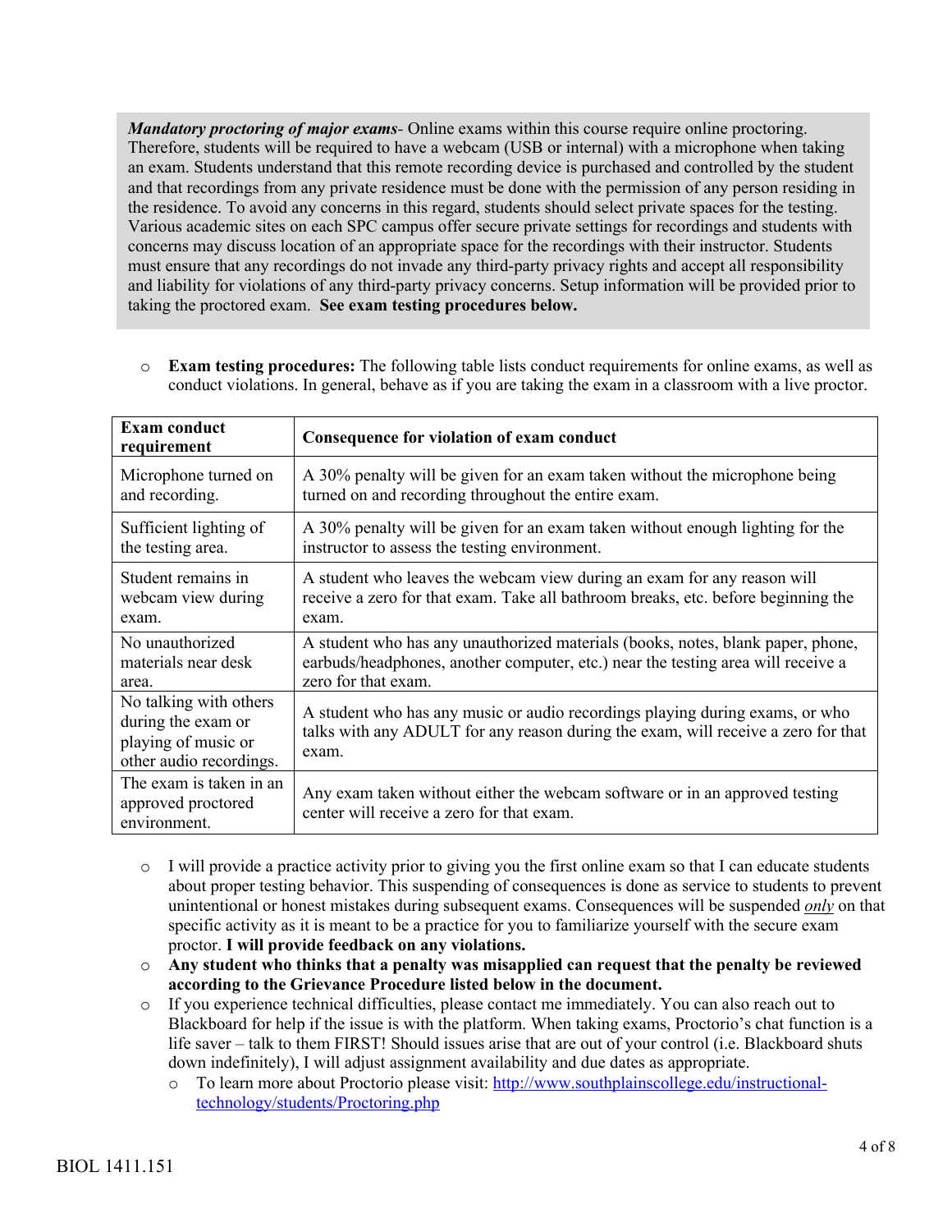***Mandatory proctoring of major exams***- Online exams within this course require online proctoring. Therefore, students will be required to have a webcam (USB or internal) with a microphone when taking an exam. Students understand that this remote recording device is purchased and controlled by the student and that recordings from any private residence must be done with the permission of any person residing in the residence. To avoid any concerns in this regard, students should select private spaces for the testing. Various academic sites on each SPC campus offer secure private settings for recordings and students with concerns may discuss location of an appropriate space for the recordings with their instructor. Students must ensure that any recordings do not invade any third-party privacy rights and accept all responsibility and liability for violations of any third-party privacy concerns. Setup information will be provided prior to taking the proctored exam. **See exam testing procedures below.**

- **Exam testing procedures:** The following table lists conduct requirements for online exams, as well as conduct violations. In general, behave as if you are taking the exam in a classroom with a live proctor.

| Exam conduct requirement | Consequence for violation of exam conduct |
|---|---|
| Microphone turned on and recording. | A 30% penalty will be given for an exam taken without the microphone being turned on and recording throughout the entire exam. |
| Sufficient lighting of the testing area. | A 30% penalty will be given for an exam taken without enough lighting for the instructor to assess the testing environment. |
| Student remains in webcam view during exam. | A student who leaves the webcam view during an exam for any reason will receive a zero for that exam. Take all bathroom breaks, etc. before beginning the exam. |
| No unauthorized materials near desk area. | A student who has any unauthorized materials (books, notes, blank paper, phone, earbuds/headphones, another computer, etc.) near the testing area will receive a zero for that exam. |
| No talking with others during the exam or playing of music or other audio recordings. | A student who has any music or audio recordings playing during exams, or who talks with any ADULT for any reason during the exam, will receive a zero for that exam. |
| The exam is taken in an approved proctored environment. | Any exam taken without either the webcam software or in an approved testing center will receive a zero for that exam. |

- I will provide a practice activity prior to giving you the first online exam so that I can educate students about proper testing behavior. This suspending of consequences is done as service to students to prevent unintentional or honest mistakes during subsequent exams. Consequences will be suspended ***only*** on that specific activity as it is meant to be a practice for you to familiarize yourself with the secure exam proctor. **I will provide feedback on any violations.**
- **Any student who thinks that a penalty was misapplied can request that the penalty be reviewed according to the Grievance Procedure listed below in the document.**
- If you experience technical difficulties, please contact me immediately. You can also reach out to Blackboard for help if the issue is with the platform. When taking exams, Proctorio's chat function is a life saver – talk to them FIRST! Should issues arise that are out of your control (i.e. Blackboard shuts down indefinitely), I will adjust assignment availability and due dates as appropriate.
  - To learn more about Proctorio please visit: [http://www.southplainscollege.edu/instructional-technology/students/Proctoring.php](http://www.southplainscollege.edu/instructional-technology/students/Proctoring.php)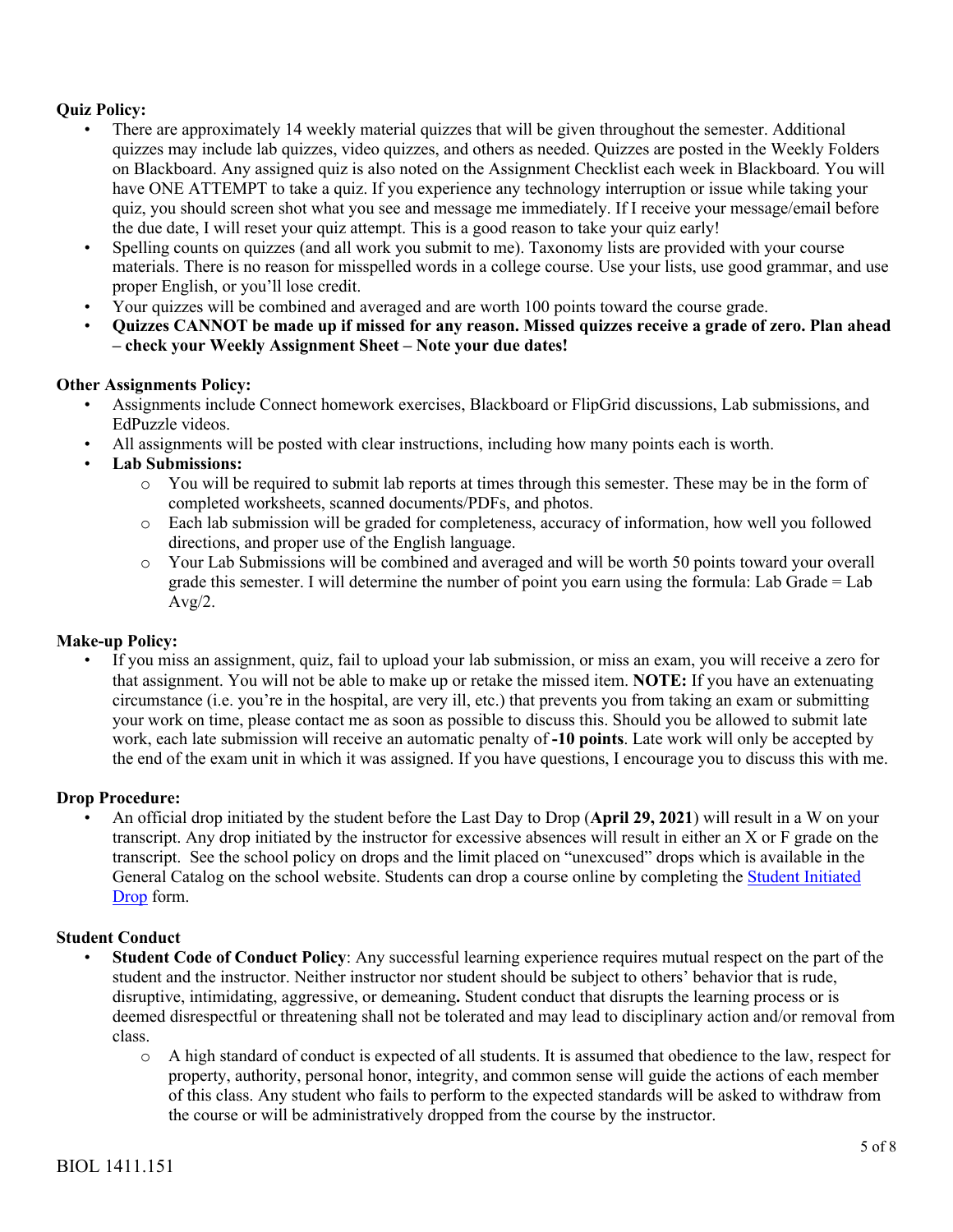**Quiz Policy:**

- There are approximately 14 weekly material quizzes that will be given throughout the semester. Additional quizzes may include lab quizzes, video quizzes, and others as needed. Quizzes are posted in the Weekly Folders on Blackboard. Any assigned quiz is also noted on the Assignment Checklist each week in Blackboard. You will have ONE ATTEMPT to take a quiz. If you experience any technology interruption or issue while taking your quiz, you should screen shot what you see and message me immediately. If I receive your message/email before the due date, I will reset your quiz attempt. This is a good reason to take your quiz early!
- Spelling counts on quizzes (and all work you submit to me). Taxonomy lists are provided with your course materials. There is no reason for misspelled words in a college course. Use your lists, use good grammar, and use proper English, or you'll lose credit.
- Your quizzes will be combined and averaged and are worth 100 points toward the course grade.
- **Quizzes CANNOT be made up if missed for any reason. Missed quizzes receive a grade of zero. Plan ahead – check your Weekly Assignment Sheet – Note your due dates!**

**Other Assignments Policy:**

- Assignments include Connect homework exercises, Blackboard or FlipGrid discussions, Lab submissions, and EdPuzzle videos.
- All assignments will be posted with clear instructions, including how many points each is worth.
- **Lab Submissions:**
  - You will be required to submit lab reports at times through this semester. These may be in the form of completed worksheets, scanned documents/PDFs, and photos.
  - Each lab submission will be graded for completeness, accuracy of information, how well you followed directions, and proper use of the English language.
  - Your Lab Submissions will be combined and averaged and will be worth 50 points toward your overall grade this semester. I will determine the number of point you earn using the formula: Lab Grade = Lab Avg/2.

**Make-up Policy:**

- If you miss an assignment, quiz, fail to upload your lab submission, or miss an exam, you will receive a zero for that assignment. You will not be able to make up or retake the missed item. **NOTE:** If you have an extenuating circumstance (i.e. you're in the hospital, are very ill, etc.) that prevents you from taking an exam or submitting your work on time, please contact me as soon as possible to discuss this. Should you be allowed to submit late work, each late submission will receive an automatic penalty of **-10 points**. Late work will only be accepted by the end of the exam unit in which it was assigned. If you have questions, I encourage you to discuss this with me.

**Drop Procedure:**

- An official drop initiated by the student before the Last Day to Drop (**April 29, 2021**) will result in a W on your transcript. Any drop initiated by the instructor for excessive absences will result in either an X or F grade on the transcript. See the school policy on drops and the limit placed on "unexcused" drops which is available in the General Catalog on the school website. Students can drop a course online by completing the Student Initiated Drop form.

**Student Conduct**

- **Student Code of Conduct Policy**: Any successful learning experience requires mutual respect on the part of the student and the instructor. Neither instructor nor student should be subject to others' behavior that is rude, disruptive, intimidating, aggressive, or demeaning**.** Student conduct that disrupts the learning process or is deemed disrespectful or threatening shall not be tolerated and may lead to disciplinary action and/or removal from class.
  - A high standard of conduct is expected of all students. It is assumed that obedience to the law, respect for property, authority, personal honor, integrity, and common sense will guide the actions of each member of this class. Any student who fails to perform to the expected standards will be asked to withdraw from the course or will be administratively dropped from the course by the instructor.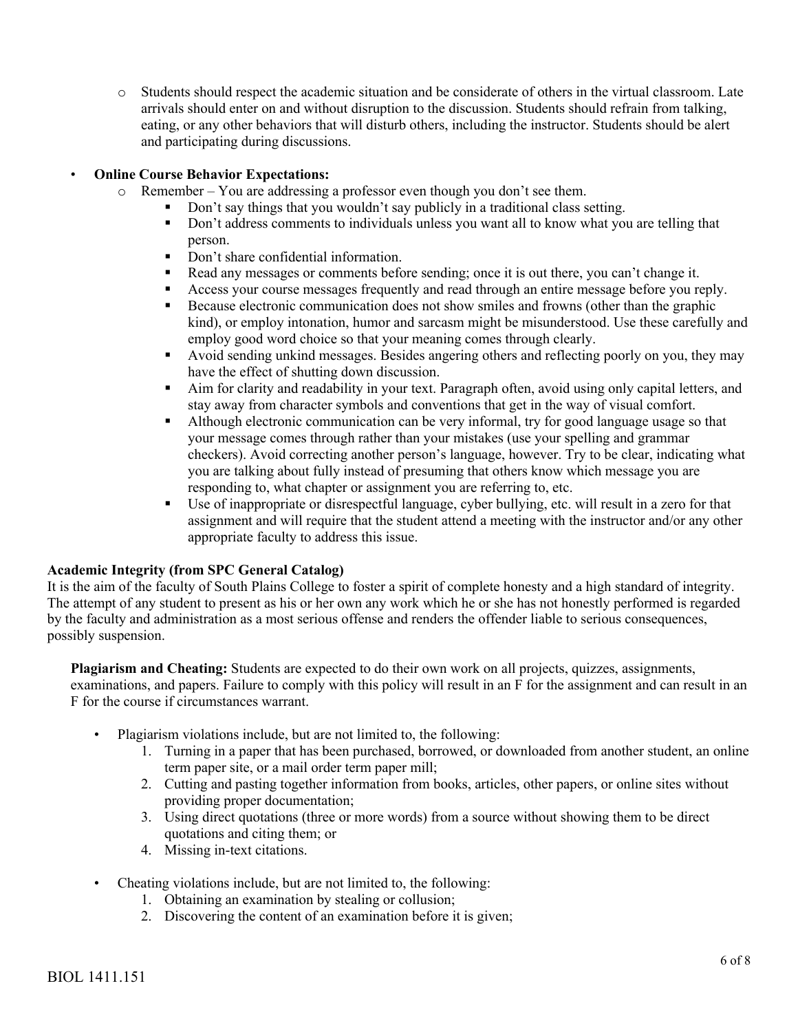- Students should respect the academic situation and be considerate of others in the virtual classroom. Late arrivals should enter on and without disruption to the discussion. Students should refrain from talking, eating, or any other behaviors that will disturb others, including the instructor. Students should be alert and participating during discussions.

- **Online Course Behavior Expectations:**
  - Remember – You are addressing a professor even though you don't see them.
    - Don't say things that you wouldn't say publicly in a traditional class setting.
    - Don't address comments to individuals unless you want all to know what you are telling that person.
    - Don't share confidential information.
    - Read any messages or comments before sending; once it is out there, you can't change it.
    - Access your course messages frequently and read through an entire message before you reply.
    - Because electronic communication does not show smiles and frowns (other than the graphic kind), or employ intonation, humor and sarcasm might be misunderstood. Use these carefully and employ good word choice so that your meaning comes through clearly.
    - Avoid sending unkind messages. Besides angering others and reflecting poorly on you, they may have the effect of shutting down discussion.
    - Aim for clarity and readability in your text. Paragraph often, avoid using only capital letters, and stay away from character symbols and conventions that get in the way of visual comfort.
    - Although electronic communication can be very informal, try for good language usage so that your message comes through rather than your mistakes (use your spelling and grammar checkers). Avoid correcting another person's language, however. Try to be clear, indicating what you are talking about fully instead of presuming that others know which message you are responding to, what chapter or assignment you are referring to, etc.
    - Use of inappropriate or disrespectful language, cyber bullying, etc. will result in a zero for that assignment and will require that the student attend a meeting with the instructor and/or any other appropriate faculty to address this issue.

**Academic Integrity (from SPC General Catalog)**

It is the aim of the faculty of South Plains College to foster a spirit of complete honesty and a high standard of integrity. The attempt of any student to present as his or her own any work which he or she has not honestly performed is regarded by the faculty and administration as a most serious offense and renders the offender liable to serious consequences, possibly suspension.

**Plagiarism and Cheating:** Students are expected to do their own work on all projects, quizzes, assignments, examinations, and papers. Failure to comply with this policy will result in an F for the assignment and can result in an F for the course if circumstances warrant.

- Plagiarism violations include, but are not limited to, the following:
  1. Turning in a paper that has been purchased, borrowed, or downloaded from another student, an online term paper site, or a mail order term paper mill;
  2. Cutting and pasting together information from books, articles, other papers, or online sites without providing proper documentation;
  3. Using direct quotations (three or more words) from a source without showing them to be direct quotations and citing them; or
  4. Missing in-text citations.

- Cheating violations include, but are not limited to, the following:
  1. Obtaining an examination by stealing or collusion;
  2. Discovering the content of an examination before it is given;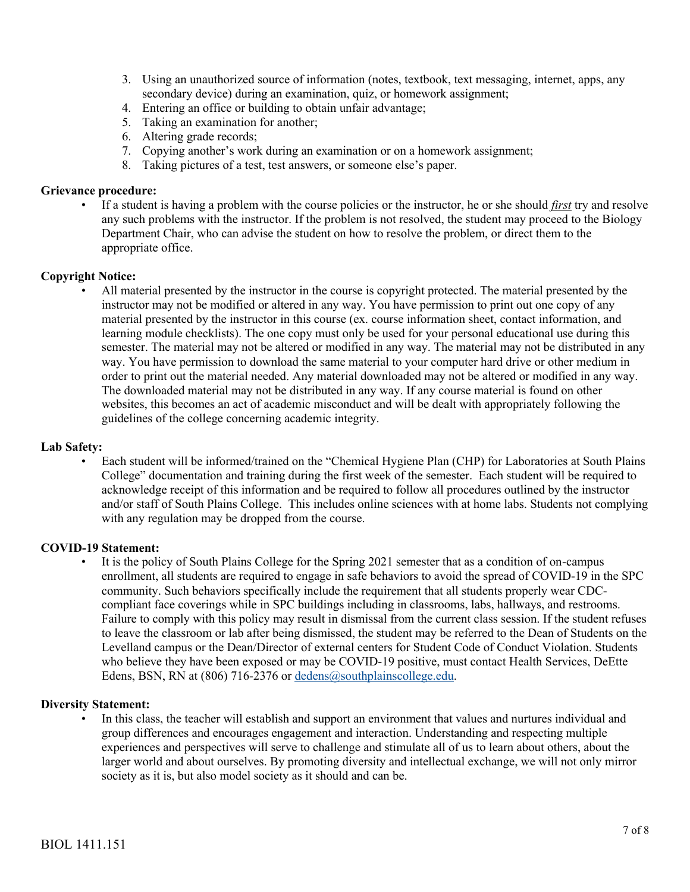3. Using an unauthorized source of information (notes, textbook, text messaging, internet, apps, any secondary device) during an examination, quiz, or homework assignment;
4. Entering an office or building to obtain unfair advantage;
5. Taking an examination for another;
6. Altering grade records;
7. Copying another's work during an examination or on a homework assignment;
8. Taking pictures of a test, test answers, or someone else's paper.

**Grievance procedure:**

- If a student is having a problem with the course policies or the instructor, he or she should ***first*** try and resolve any such problems with the instructor. If the problem is not resolved, the student may proceed to the Biology Department Chair, who can advise the student on how to resolve the problem, or direct them to the appropriate office.

**Copyright Notice:**

- All material presented by the instructor in the course is copyright protected. The material presented by the instructor may not be modified or altered in any way. You have permission to print out one copy of any material presented by the instructor in this course (ex. course information sheet, contact information, and learning module checklists). The one copy must only be used for your personal educational use during this semester. The material may not be altered or modified in any way. The material may not be distributed in any way. You have permission to download the same material to your computer hard drive or other medium in order to print out the material needed. Any material downloaded may not be altered or modified in any way. The downloaded material may not be distributed in any way. If any course material is found on other websites, this becomes an act of academic misconduct and will be dealt with appropriately following the guidelines of the college concerning academic integrity.

**Lab Safety:**

- Each student will be informed/trained on the "Chemical Hygiene Plan (CHP) for Laboratories at South Plains College" documentation and training during the first week of the semester. Each student will be required to acknowledge receipt of this information and be required to follow all procedures outlined by the instructor and/or staff of South Plains College. This includes online sciences with at home labs. Students not complying with any regulation may be dropped from the course.

**COVID-19 Statement:**

- It is the policy of South Plains College for the Spring 2021 semester that as a condition of on-campus enrollment, all students are required to engage in safe behaviors to avoid the spread of COVID-19 in the SPC community. Such behaviors specifically include the requirement that all students properly wear CDC-compliant face coverings while in SPC buildings including in classrooms, labs, hallways, and restrooms. Failure to comply with this policy may result in dismissal from the current class session. If the student refuses to leave the classroom or lab after being dismissed, the student may be referred to the Dean of Students on the Levelland campus or the Dean/Director of external centers for Student Code of Conduct Violation. Students who believe they have been exposed or may be COVID-19 positive, must contact Health Services, DeEtte Edens, BSN, RN at (806) 716-2376 or dedens@southplainscollege.edu.

**Diversity Statement:**

- In this class, the teacher will establish and support an environment that values and nurtures individual and group differences and encourages engagement and interaction. Understanding and respecting multiple experiences and perspectives will serve to challenge and stimulate all of us to learn about others, about the larger world and about ourselves. By promoting diversity and intellectual exchange, we will not only mirror society as it is, but also model society as it should and can be.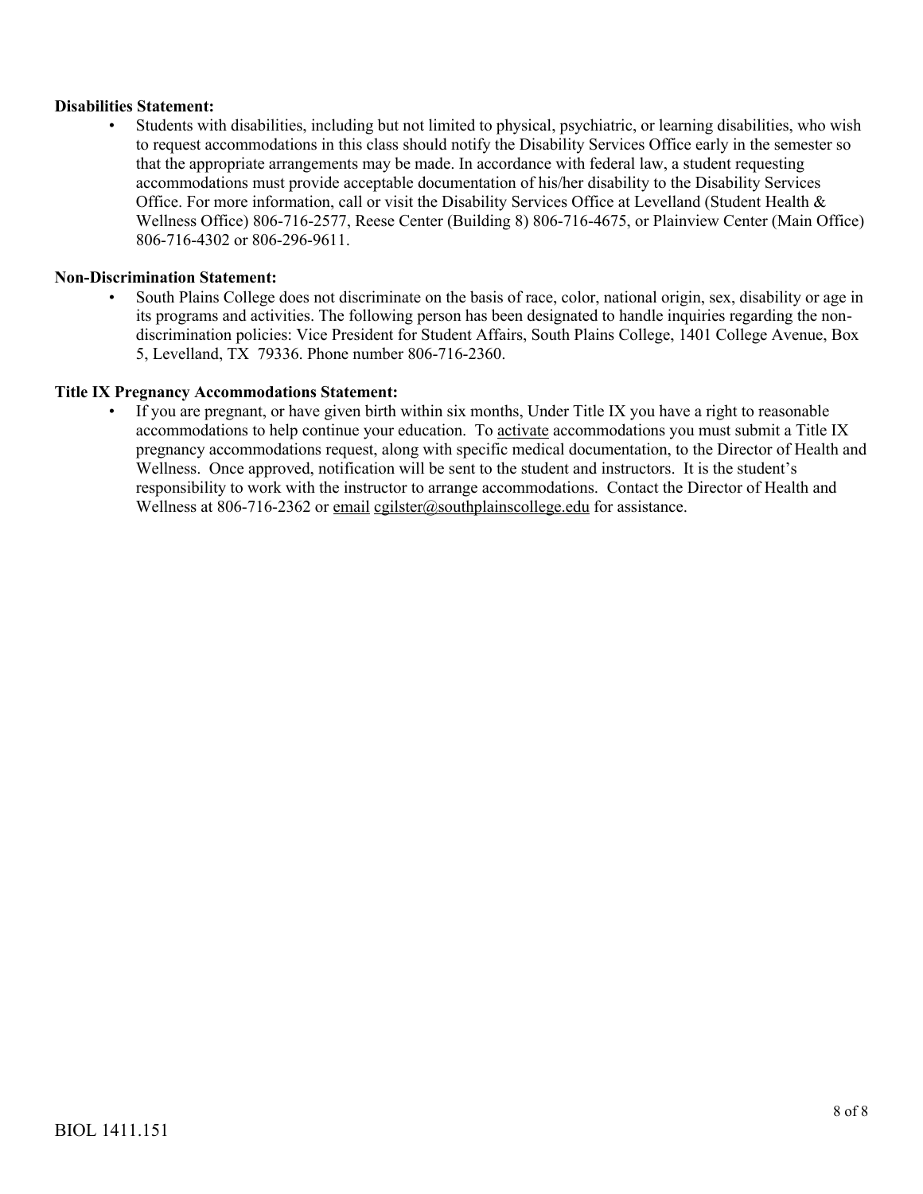**Disabilities Statement:**

- Students with disabilities, including but not limited to physical, psychiatric, or learning disabilities, who wish to request accommodations in this class should notify the Disability Services Office early in the semester so that the appropriate arrangements may be made. In accordance with federal law, a student requesting accommodations must provide acceptable documentation of his/her disability to the Disability Services Office. For more information, call or visit the Disability Services Office at Levelland (Student Health & Wellness Office) 806-716-2577, Reese Center (Building 8) 806-716-4675, or Plainview Center (Main Office) 806-716-4302 or 806-296-9611.

**Non-Discrimination Statement:**

- South Plains College does not discriminate on the basis of race, color, national origin, sex, disability or age in its programs and activities. The following person has been designated to handle inquiries regarding the non-discrimination policies: Vice President for Student Affairs, South Plains College, 1401 College Avenue, Box 5, Levelland, TX 79336. Phone number 806-716-2360.

**Title IX Pregnancy Accommodations Statement:**

- If you are pregnant, or have given birth within six months, Under Title IX you have a right to reasonable accommodations to help continue your education. To activate accommodations you must submit a Title IX pregnancy accommodations request, along with specific medical documentation, to the Director of Health and Wellness. Once approved, notification will be sent to the student and instructors. It is the student's responsibility to work with the instructor to arrange accommodations. Contact the Director of Health and Wellness at 806-716-2362 or email cgilster@southplainscollege.edu for assistance.